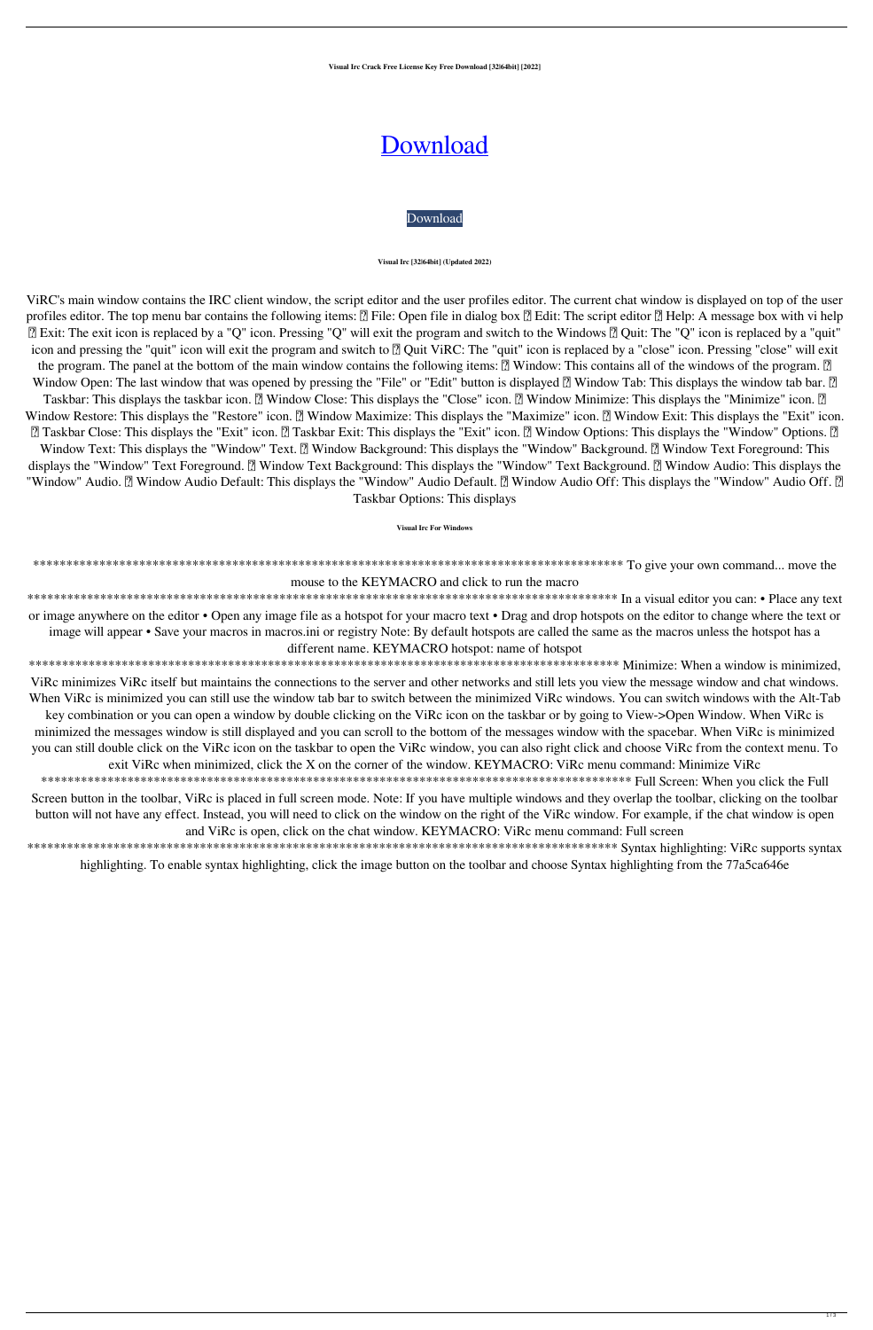**Visual Irc Crack Free License Key Free Download [32|64bit] [2022]**

# Download

Download

**Visual Irc [32|64bit] (Updated 2022)**

ViRC's main window contains the IRC client window, the script editor and the user profiles editor. The current chat window is displayed on top of the user profiles editor. The top menu bar contains the following items: ⁇ File: Open file in dialog box ⁇ Edit: The script editor ⁇ Help: A message box with vi help ⁇ Exit: The exit icon is replaced by a "Q" icon. Pressing "Q" will exit the program and switch to the Windows ⁇ Quit: The "Q" icon is replaced by a "quit" icon and pressing the "quit" icon will exit the program and switch to ⁇ Quit ViRC: The "quit" icon is replaced by a "close" icon. Pressing "close" will exit the program. The panel at the bottom of the main window contains the following items: ⁇ Window: This contains all of the windows of the program. ⁇ Window Open: The last window that was opened by pressing the "File" or "Edit" button is displayed ⁇ Window Tab: This displays the window tab bar. ⁇ Taskbar: This displays the taskbar icon. ⁇ Window Close: This displays the "Close" icon. ⁇ Window Minimize: This displays the "Minimize" icon. ⁇ Window Restore: This displays the "Restore" icon. ⁇ Window Maximize: This displays the "Maximize" icon. ⁇ Window Exit: This displays the "Exit" icon. ⁇ Taskbar Close: This displays the "Exit" icon. ⁇ Taskbar Exit: This displays the "Exit" icon. ⁇ Window Options: This displays the "Window" Options. ⁇ Window Text: This displays the "Window" Text. ⁇ Window Background: This displays the "Window" Background. ⁇ Window Text Foreground: This displays the "Window" Text Foreground. ⁇ Window Text Background: This displays the "Window" Text Background. ⁇ Window Audio: This displays the "Window" Audio. ⁇ Window Audio Default: This displays the "Window" Audio Default. ⁇ Window Audio Off: This displays the "Window" Audio Off. ⁇ Taskbar Options: This displays

**Visual Irc For Windows**

****************************************************************************************** To give your own command... move the mouse to the KEYMACRO and click to run the macro ****************************************************************************************** In a visual editor you can: • Place any text or image anywhere on the editor • Open any image file as a hotspot for your macro text • Drag and drop hotspots on the editor to change where the text or image will appear • Save your macros in macros.ini or registry Note: By default hotspots are called the same as the macros unless the hotspot has a different name. KEYMACRO hotspot: name of hotspot ****************************************************************************************** Minimize: When a window is minimized, ViRc minimizes ViRc itself but maintains the connections to the server and other networks and still lets you view the message window and chat windows. When ViRc is minimized you can still use the window tab bar to switch between the minimized ViRc windows. You can switch windows with the Alt-Tab key combination or you can open a window by double clicking on the ViRc icon on the taskbar or by going to View->Open Window. When ViRc is minimized the messages window is still displayed and you can scroll to the bottom of the messages window with the spacebar. When ViRc is minimized you can still double click on the ViRc icon on the taskbar to open the ViRc window, you can also right click and choose ViRc from the context menu. To exit ViRc when minimized, click the X on the corner of the window. KEYMACRO: ViRc menu command: Minimize ViRc ****************************************************************************************** Full Screen: When you click the Full Screen button in the toolbar, ViRc is placed in full screen mode. Note: If you have multiple windows and they overlap the toolbar, clicking on the toolbar button will not have any effect. Instead, you will need to click on the window on the right of the ViRc window. For example, if the chat window is open and ViRc is open, click on the chat window. KEYMACRO: ViRc menu command: Full screen ****************************************************************************************** Syntax highlighting: ViRc supports syntax highlighting. To enable syntax highlighting, click the image button on the toolbar and choose Syntax highlighting from the 77a5ca646e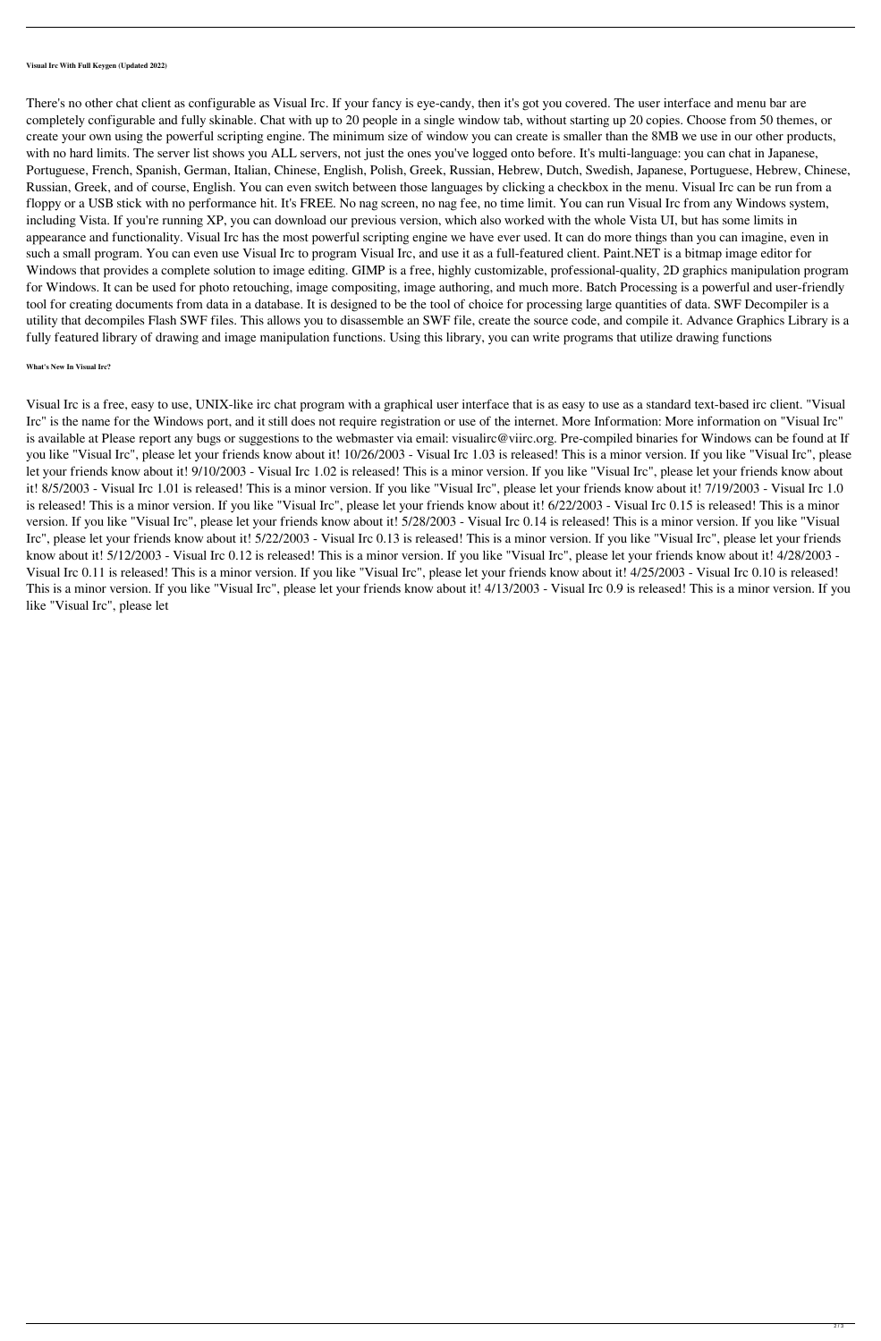**Visual Irc With Full Keygen (Updated 2022)**

There's no other chat client as configurable as Visual Irc. If your fancy is eye-candy, then it's got you covered. The user interface and menu bar are completely configurable and fully skinable. Chat with up to 20 people in a single window tab, without starting up 20 copies. Choose from 50 themes, or create your own using the powerful scripting engine. The minimum size of window you can create is smaller than the 8MB we use in our other products, with no hard limits. The server list shows you ALL servers, not just the ones you've logged onto before. It's multi-language: you can chat in Japanese, Portuguese, French, Spanish, German, Italian, Chinese, English, Polish, Greek, Russian, Hebrew, Dutch, Swedish, Japanese, Portuguese, Hebrew, Chinese, Russian, Greek, and of course, English. You can even switch between those languages by clicking a checkbox in the menu. Visual Irc can be run from a floppy or a USB stick with no performance hit. It's FREE. No nag screen, no nag fee, no time limit. You can run Visual Irc from any Windows system, including Vista. If you're running XP, you can download our previous version, which also worked with the whole Vista UI, but has some limits in appearance and functionality. Visual Irc has the most powerful scripting engine we have ever used. It can do more things than you can imagine, even in such a small program. You can even use Visual Irc to program Visual Irc, and use it as a full-featured client. Paint.NET is a bitmap image editor for Windows that provides a complete solution to image editing. GIMP is a free, highly customizable, professional-quality, 2D graphics manipulation program for Windows. It can be used for photo retouching, image compositing, image authoring, and much more. Batch Processing is a powerful and user-friendly tool for creating documents from data in a database. It is designed to be the tool of choice for processing large quantities of data. SWF Decompiler is a utility that decompiles Flash SWF files. This allows you to disassemble an SWF file, create the source code, and compile it. Advance Graphics Library is a fully featured library of drawing and image manipulation functions. Using this library, you can write programs that utilize drawing functions

**What's New In Visual Irc?**

Visual Irc is a free, easy to use, UNIX-like irc chat program with a graphical user interface that is as easy to use as a standard text-based irc client. "Visual Irc" is the name for the Windows port, and it still does not require registration or use of the internet. More Information: More information on "Visual Irc" is available at Please report any bugs or suggestions to the webmaster via email: visualirc@viirc.org. Pre-compiled binaries for Windows can be found at If you like "Visual Irc", please let your friends know about it! 10/26/2003 - Visual Irc 1.03 is released! This is a minor version. If you like "Visual Irc", please let your friends know about it! 9/10/2003 - Visual Irc 1.02 is released! This is a minor version. If you like "Visual Irc", please let your friends know about it! 8/5/2003 - Visual Irc 1.01 is released! This is a minor version. If you like "Visual Irc", please let your friends know about it! 7/19/2003 - Visual Irc 1.0 is released! This is a minor version. If you like "Visual Irc", please let your friends know about it! 6/22/2003 - Visual Irc 0.15 is released! This is a minor version. If you like "Visual Irc", please let your friends know about it! 5/28/2003 - Visual Irc 0.14 is released! This is a minor version. If you like "Visual Irc", please let your friends know about it! 5/22/2003 - Visual Irc 0.13 is released! This is a minor version. If you like "Visual Irc", please let your friends know about it! 5/12/2003 - Visual Irc 0.12 is released! This is a minor version. If you like "Visual Irc", please let your friends know about it! 4/28/2003 - Visual Irc 0.11 is released! This is a minor version. If you like "Visual Irc", please let your friends know about it! 4/25/2003 - Visual Irc 0.10 is released! This is a minor version. If you like "Visual Irc", please let your friends know about it! 4/13/2003 - Visual Irc 0.9 is released! This is a minor version. If you like "Visual Irc", please let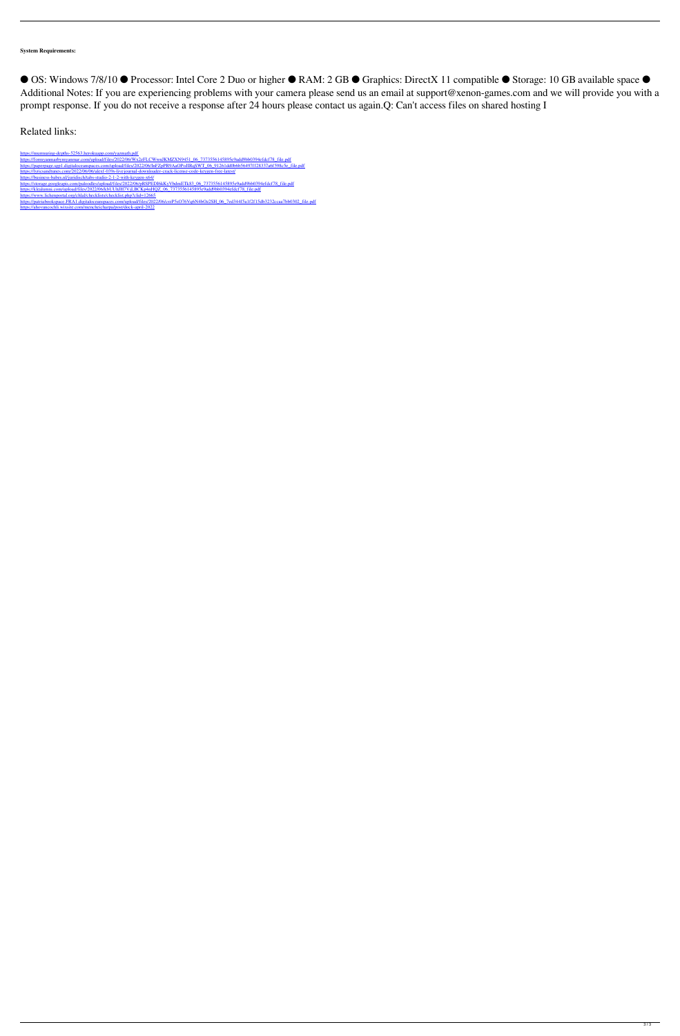**System Requirements:**

● OS: Windows 7/8/10 ● Processor: Intel Core 2 Duo or higher ● RAM: 2 GB ● Graphics: DirectX 11 compatible ● Storage: 10 GB available space ● Additional Notes: If you are experiencing problems with your camera please send us an email at support@xenon-games.com and we will provide you with a prompt response. If you do not receive a response after 24 hours please contact us again.Q: Can't access files on shared hosting I

Related links:

https://murmuring-depths-52563.herokuapp.com/yazmath.pdf
https://formyanmarbymyanmar.com/upload/files/2022/06/Wx2eFLCWwuJKMZXN9451_06_7373556145895e9add9bb0394efdcf78_file.pdf
https://paperpage.sgp1.digitaloceanspaces.com/upload/files/2022/06/InFZpPR9AaOPoIlRqSWT_06_91261dd0b6b56497f28337a6f598c5e_file.pdf
https://lyricsandtunes.com/2022/06/06/alexf-039s-livejournal-downloader-crack-license-code-keygen-free-latest/
https://business-babes.nl/juridisch/tabs-studio-2-1-2-with-keygen-x64/
https://storage.googleapis.com/paloodles/upload/files/2022/06/sRSPED8tkKyVbdmETk83_06_7373556145895e9add9bb0394efdcf78_file.pdf
https://kiralumui.com/upload/files/2022/06/kbUUhJH7VjLBCKp4nHQZ_06_7373556145895e9add9bb0394efdcf78_file.pdf
https://www.lichenportal.org/chlal/checklists/checklist.php?clid=12665
https://patriabookspace.FRA1.digitaloceanspaces.com/upload/files/2022/06/ezrP5sO76Vq6N4bOz2SH_06_7ed344f5a1f2f15db3232ccaa7bb0302_file.pdf
https://ahoyuncochli.wixsite.com/menchrichurpa/post/dock-april-2022